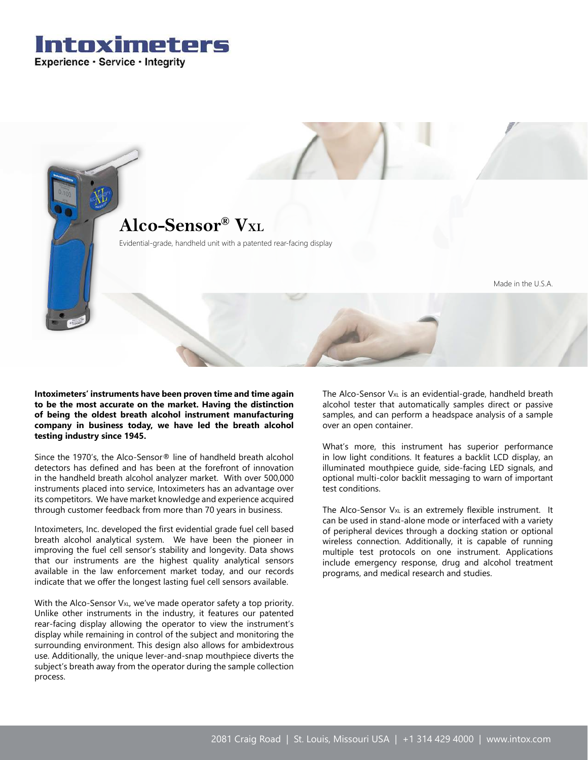# Intoximeters

Experience · Service · Integrity

## Alco-Sensor® V<sub>XL</sub>

Evidential-grade, handheld unit with a patented rear-facing display

Made in the U.S.A.

**Intoximeters' instruments have been proven time and time again to be the most accurate on the market. Having the distinction of being the oldest breath alcohol instrument manufacturing company in business today, we have led the breath alcohol testing industry since 1945.**

Since the 1970's, the Alco-Sensor® line of handheld breath alcohol detectors has defined and has been at the forefront of innovation in the handheld breath alcohol analyzer market. With over 500,000 instruments placed into service, Intoximeters has an advantage over its competitors. We have market knowledge and experience acquired through customer feedback from more than 70 years in business.

Intoximeters, Inc. developed the first evidential grade fuel cell based breath alcohol analytical system. We have been the pioneer in improving the fuel cell sensor's stability and longevity. Data shows that our instruments are the highest quality analytical sensors available in the law enforcement market today, and our records indicate that we offer the longest lasting fuel cell sensors available.

With the Alco-Sensor VXL, we've made operator safety a top priority. Unlike other instruments in the industry, it features our patented rear-facing display allowing the operator to view the instrument's display while remaining in control of the subject and monitoring the surrounding environment. This design also allows for ambidextrous use. Additionally, the unique lever-and-snap mouthpiece diverts the subject's breath away from the operator during the sample collection process.

The Alco-Sensor VXL is an evidential-grade, handheld breath alcohol tester that automatically samples direct or passive samples, and can perform a headspace analysis of a sample over an open container.

What's more, this instrument has superior performance in low light conditions. It features a backlit LCD display, an illuminated mouthpiece guide, side-facing LED signals, and optional multi-color backlit messaging to warn of important test conditions.

The Alco-Sensor VXL is an extremely flexible instrument. It can be used in stand-alone mode or interfaced with a variety of peripheral devices through a docking station or optional wireless connection. Additionally, it is capable of running multiple test protocols on one instrument. Applications include emergency response, drug and alcohol treatment programs, and medical research and studies.

2081 Craig Road | St. Louis, Missouri USA | +1 314 429 4000 | www.intox.com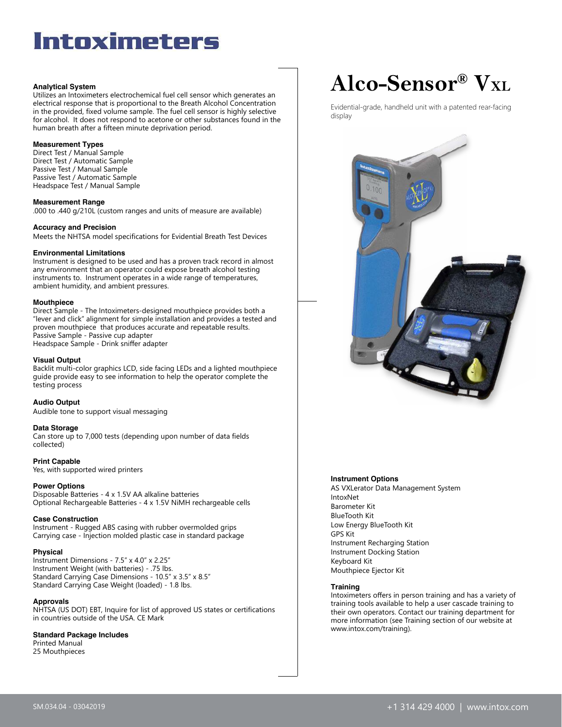# Intoximeters

## Alco-Sensor® VXL

Evidential-grade, handheld unit with a patented rear-facing display

### Analytical System

Utilizes an Intoximeters electrochemical fuel cell sensor which generates an electrical response that is proportional to the Breath Alcohol Concentration in the provided, fixed volume sample. The fuel cell sensor is highly selective for alcohol. It does not respond to acetone or other substances found in the human breath after a fifteen minute deprivation period.

### Measurement Types

Direct Test / Manual Sample
Direct Test / Automatic Sample
Passive Test / Manual Sample
Passive Test / Automatic Sample
Headspace Test / Manual Sample

### Measurement Range

.000 to .440 g/210L (custom ranges and units of measure are available)

### Accuracy and Precision

Meets the NHTSA model specifications for Evidential Breath Test Devices

### Environmental Limitations

Instrument is designed to be used and has a proven track record in almost any environment that an operator could expose breath alcohol testing instruments to. Instrument operates in a wide range of temperatures, ambient humidity, and ambient pressures.

### Mouthpiece

Direct Sample - The Intoximeters-designed mouthpiece provides both a "lever and click" alignment for simple installation and provides a tested and proven mouthpiece that produces accurate and repeatable results.
Passive Sample - Passive cup adapter
Headspace Sample - Drink sniffer adapter

### Visual Output

Backlit multi-color graphics LCD, side facing LEDs and a lighted mouthpiece guide provide easy to see information to help the operator complete the testing process

### Audio Output

Audible tone to support visual messaging

### Data Storage

Can store up to 7,000 tests (depending upon number of data fields collected)

### Print Capable

Yes, with supported wired printers

### Power Options

Disposable Batteries - 4 x 1.5V AA alkaline batteries
Optional Rechargeable Batteries - 4 x 1.5V NiMH rechargeable cells

### Case Construction

Instrument - Rugged ABS casing with rubber overmolded grips
Carrying case - Injection molded plastic case in standard package

### Physical

Instrument Dimensions - 7.5" x 4.0" x 2.25"
Instrument Weight (with batteries) - .75 lbs.
Standard Carrying Case Dimensions - 10.5" x 3.5" x 8.5"
Standard Carrying Case Weight (loaded) - 1.8 lbs.

### Approvals

NHTSA (US DOT) EBT, Inquire for list of approved US states or certifications in countries outside of the USA. CE Mark

### Standard Package Includes

Printed Manual
25 Mouthpieces

### Instrument Options

AS VXLerator Data Management System
IntoxNet
Barometer Kit
BlueTooth Kit
Low Energy BlueTooth Kit
GPS Kit
Instrument Recharging Station
Instrument Docking Station
Keyboard Kit
Mouthpiece Ejector Kit

### Training

Intoximeters offers in person training and has a variety of training tools available to help a user cascade training to their own operators. Contact our training department for more information (see Training section of our website at www.intox.com/training).

SM.034.04 - 03042019

+1 314 429 4000 | www.intox.com